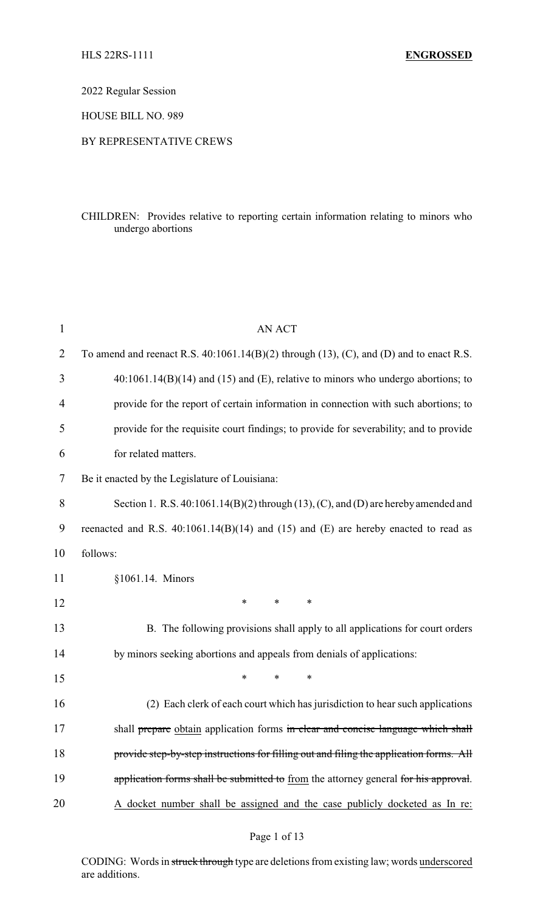HLS 22RS-1111 **ENGROSSED**

2022 Regular Session

HOUSE BILL NO. 989

BY REPRESENTATIVE CREWS

CHILDREN: Provides relative to reporting certain information relating to minors who undergo abortions

AN ACT

To amend and reenact R.S. 40:1061.14(B)(2) through (13), (C), and (D) and to enact R.S. 40:1061.14(B)(14) and (15) and (E), relative to minors who undergo abortions; to provide for the report of certain information in connection with such abortions; to provide for the requisite court findings; to provide for severability; and to provide for related matters.

Be it enacted by the Legislature of Louisiana:

Section 1. R.S. 40:1061.14(B)(2) through (13), (C), and (D) are hereby amended and reenacted and R.S. 40:1061.14(B)(14) and (15) and (E) are hereby enacted to read as follows:

§1061.14. Minors

\* \* \*

B. The following provisions shall apply to all applications for court orders by minors seeking abortions and appeals from denials of applications:

\* \* \*

(2) Each clerk of each court which has jurisdiction to hear such applications shall ~~prepare~~ obtain application forms ~~in clear and concise language which shall provide step-by-step instructions for filling out and filing the application forms. All application forms shall be submitted to~~ from the attorney general ~~for his approval~~. A docket number shall be assigned and the case publicly docketed as In re:

CODING: Words in ~~struck through~~ type are deletions from existing law; words underscored are additions.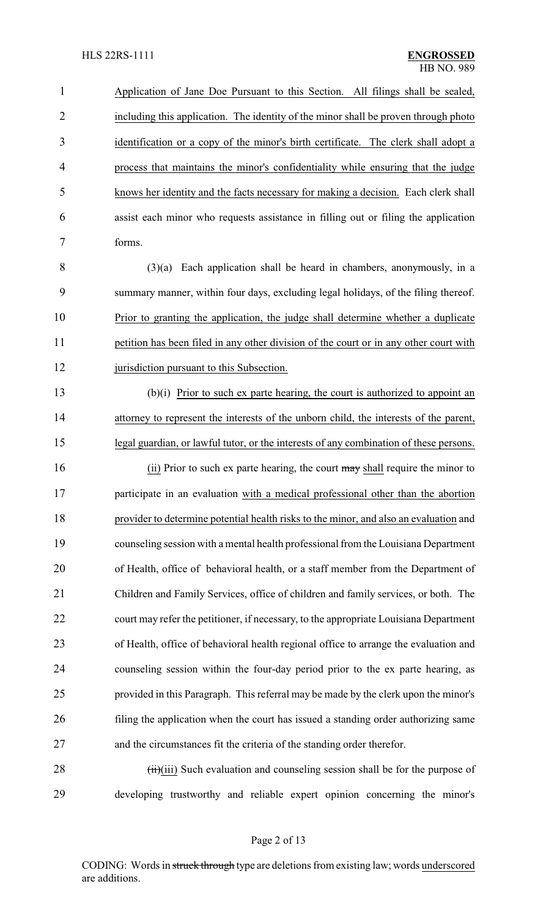Application of Jane Doe Pursuant to this Section. All filings shall be sealed, including this application. The identity of the minor shall be proven through photo identification or a copy of the minor's birth certificate. The clerk shall adopt a process that maintains the minor's confidentiality while ensuring that the judge knows her identity and the facts necessary for making a decision. Each clerk shall assist each minor who requests assistance in filling out or filing the application forms.

(3)(a) Each application shall be heard in chambers, anonymously, in a summary manner, within four days, excluding legal holidays, of the filing thereof. Prior to granting the application, the judge shall determine whether a duplicate petition has been filed in any other division of the court or in any other court with jurisdiction pursuant to this Subsection.

(b)(i) Prior to such ex parte hearing, the court is authorized to appoint an attorney to represent the interests of the unborn child, the interests of the parent, legal guardian, or lawful tutor, or the interests of any combination of these persons.

(ii) Prior to such ex parte hearing, the court ~~may~~ shall require the minor to participate in an evaluation with a medical professional other than the abortion provider to determine potential health risks to the minor, and also an evaluation and counseling session with a mental health professional from the Louisiana Department of Health, office of behavioral health, or a staff member from the Department of Children and Family Services, office of children and family services, or both. The court may refer the petitioner, if necessary, to the appropriate Louisiana Department of Health, office of behavioral health regional office to arrange the evaluation and counseling session within the four-day period prior to the ex parte hearing, as provided in this Paragraph. This referral may be made by the clerk upon the minor's filing the application when the court has issued a standing order authorizing same and the circumstances fit the criteria of the standing order therefor.

~~(ii)~~(iii) Such evaluation and counseling session shall be for the purpose of developing trustworthy and reliable expert opinion concerning the minor's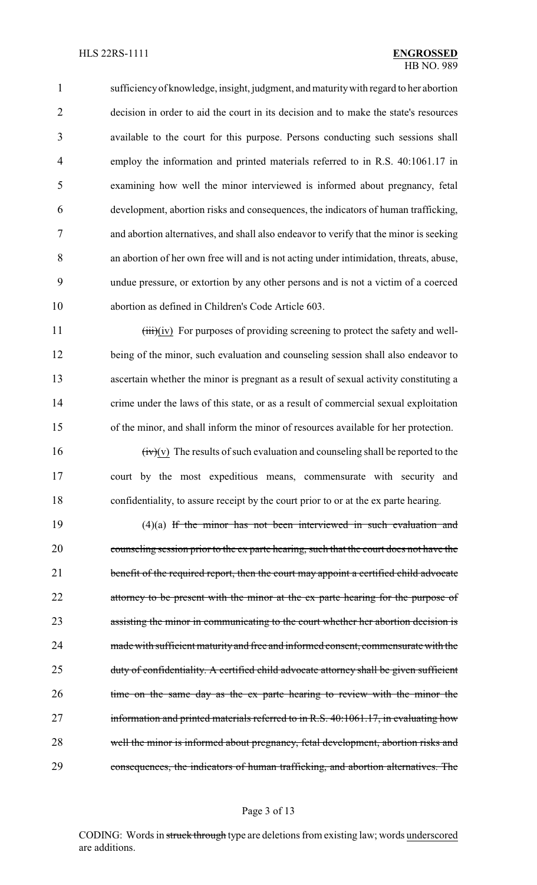sufficiency of knowledge, insight, judgment, and maturity with regard to her abortion decision in order to aid the court in its decision and to make the state's resources available to the court for this purpose. Persons conducting such sessions shall employ the information and printed materials referred to in R.S. 40:1061.17 in examining how well the minor interviewed is informed about pregnancy, fetal development, abortion risks and consequences, the indicators of human trafficking, and abortion alternatives, and shall also endeavor to verify that the minor is seeking an abortion of her own free will and is not acting under intimidation, threats, abuse, undue pressure, or extortion by any other persons and is not a victim of a coerced abortion as defined in Children's Code Article 603.

~~(iii)~~<u>(iv)</u> For purposes of providing screening to protect the safety and well-being of the minor, such evaluation and counseling session shall also endeavor to ascertain whether the minor is pregnant as a result of sexual activity constituting a crime under the laws of this state, or as a result of commercial sexual exploitation of the minor, and shall inform the minor of resources available for her protection.

~~(iv)~~<u>(v)</u> The results of such evaluation and counseling shall be reported to the court by the most expeditious means, commensurate with security and confidentiality, to assure receipt by the court prior to or at the ex parte hearing.

(4)(a) ~~If the minor has not been interviewed in such evaluation and counseling session prior to the ex parte hearing, such that the court does not have the benefit of the required report, then the court may appoint a certified child advocate attorney to be present with the minor at the ex parte hearing for the purpose of assisting the minor in communicating to the court whether her abortion decision is made with sufficient maturity and free and informed consent, commensurate with the duty of confidentiality. A certified child advocate attorney shall be given sufficient time on the same day as the ex parte hearing to review with the minor the information and printed materials referred to in R.S. 40:1061.17, in evaluating how well the minor is informed about pregnancy, fetal development, abortion risks and consequences, the indicators of human trafficking, and abortion alternatives. The~~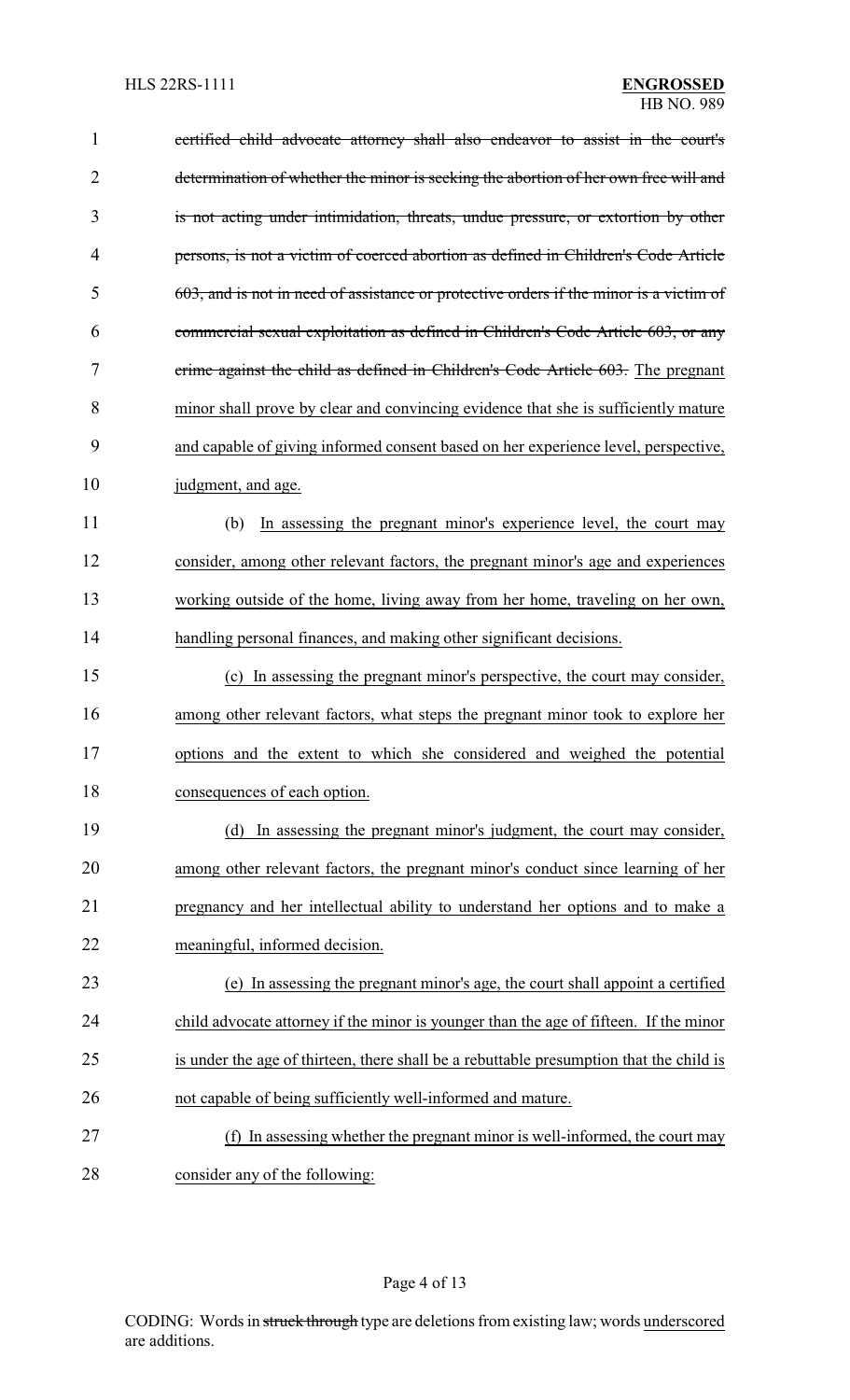~~certified child advocate attorney shall also endeavor to assist in the court's determination of whether the minor is seeking the abortion of her own free will and is not acting under intimidation, threats, undue pressure, or extortion by other persons, is not a victim of coerced abortion as defined in Children's Code Article 603, and is not in need of assistance or protective orders if the minor is a victim of commercial sexual exploitation as defined in Children's Code Article 603, or any crime against the child as defined in Children's Code Article 603.~~ <u>The pregnant minor shall prove by clear and convincing evidence that she is sufficiently mature and capable of giving informed consent based on her experience level, perspective, judgment, and age.</u>

<u>(b) In assessing the pregnant minor's experience level, the court may consider, among other relevant factors, the pregnant minor's age and experiences working outside of the home, living away from her home, traveling on her own, handling personal finances, and making other significant decisions.</u>

<u>(c) In assessing the pregnant minor's perspective, the court may consider, among other relevant factors, what steps the pregnant minor took to explore her options and the extent to which she considered and weighed the potential consequences of each option.</u>

<u>(d) In assessing the pregnant minor's judgment, the court may consider, among other relevant factors, the pregnant minor's conduct since learning of her pregnancy and her intellectual ability to understand her options and to make a meaningful, informed decision.</u>

<u>(e) In assessing the pregnant minor's age, the court shall appoint a certified child advocate attorney if the minor is younger than the age of fifteen. If the minor is under the age of thirteen, there shall be a rebuttable presumption that the child is not capable of being sufficiently well-informed and mature.</u>

<u>(f) In assessing whether the pregnant minor is well-informed, the court may consider any of the following:</u>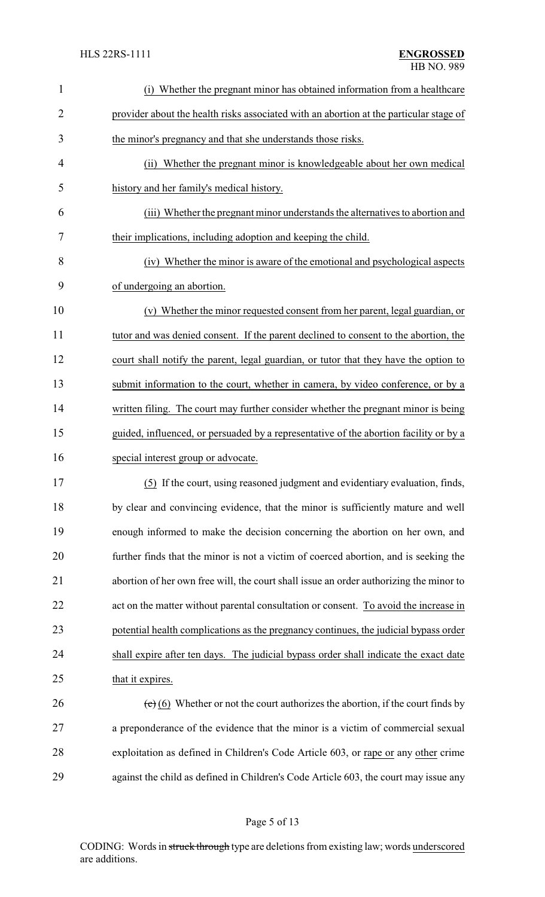(i) Whether the pregnant minor has obtained information from a healthcare provider about the health risks associated with an abortion at the particular stage of the minor's pregnancy and that she understands those risks.

(ii) Whether the pregnant minor is knowledgeable about her own medical history and her family's medical history.

(iii) Whether the pregnant minor understands the alternatives to abortion and their implications, including adoption and keeping the child.

(iv) Whether the minor is aware of the emotional and psychological aspects of undergoing an abortion.

(v) Whether the minor requested consent from her parent, legal guardian, or tutor and was denied consent. If the parent declined to consent to the abortion, the court shall notify the parent, legal guardian, or tutor that they have the option to submit information to the court, whether in camera, by video conference, or by a written filing. The court may further consider whether the pregnant minor is being guided, influenced, or persuaded by a representative of the abortion facility or by a special interest group or advocate.

(5) If the court, using reasoned judgment and evidentiary evaluation, finds, by clear and convincing evidence, that the minor is sufficiently mature and well enough informed to make the decision concerning the abortion on her own, and further finds that the minor is not a victim of coerced abortion, and is seeking the abortion of her own free will, the court shall issue an order authorizing the minor to act on the matter without parental consultation or consent. To avoid the increase in potential health complications as the pregnancy continues, the judicial bypass order shall expire after ten days. The judicial bypass order shall indicate the exact date that it expires.

~~(c)~~ (6) Whether or not the court authorizes the abortion, if the court finds by a preponderance of the evidence that the minor is a victim of commercial sexual exploitation as defined in Children's Code Article 603, or rape or any other crime against the child as defined in Children's Code Article 603, the court may issue any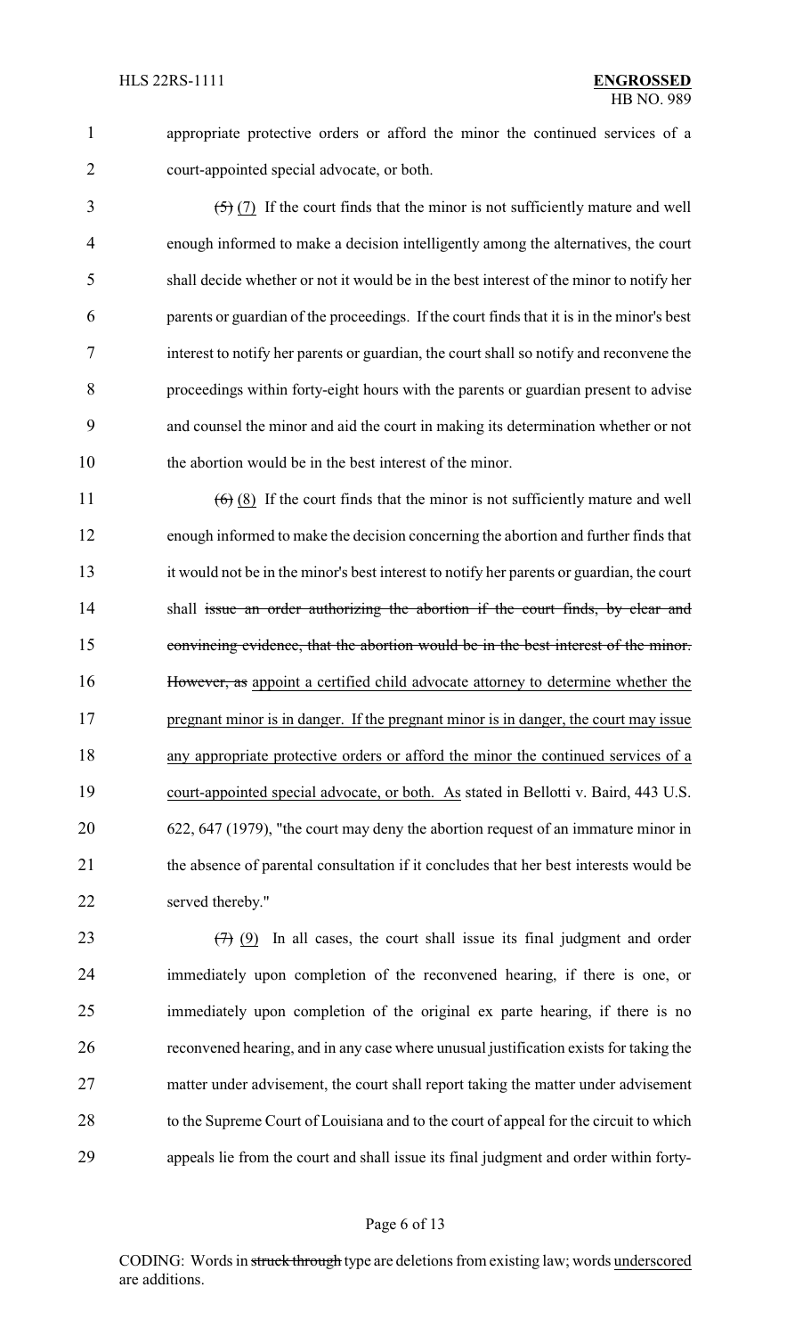appropriate protective orders or afford the minor the continued services of a court-appointed special advocate, or both.

~~(5)~~ (7) If the court finds that the minor is not sufficiently mature and well enough informed to make a decision intelligently among the alternatives, the court shall decide whether or not it would be in the best interest of the minor to notify her parents or guardian of the proceedings. If the court finds that it is in the minor's best interest to notify her parents or guardian, the court shall so notify and reconvene the proceedings within forty-eight hours with the parents or guardian present to advise and counsel the minor and aid the court in making its determination whether or not the abortion would be in the best interest of the minor.

~~(6)~~ (8) If the court finds that the minor is not sufficiently mature and well enough informed to make the decision concerning the abortion and further finds that it would not be in the minor's best interest to notify her parents or guardian, the court shall ~~issue an order authorizing the abortion if the court finds, by clear and convincing evidence, that the abortion would be in the best interest of the minor. However, as~~ appoint a certified child advocate attorney to determine whether the pregnant minor is in danger. If the pregnant minor is in danger, the court may issue any appropriate protective orders or afford the minor the continued services of a court-appointed special advocate, or both. As stated in Bellotti v. Baird, 443 U.S. 622, 647 (1979), "the court may deny the abortion request of an immature minor in the absence of parental consultation if it concludes that her best interests would be served thereby."

~~(7)~~ (9) In all cases, the court shall issue its final judgment and order immediately upon completion of the reconvened hearing, if there is one, or immediately upon completion of the original ex parte hearing, if there is no reconvened hearing, and in any case where unusual justification exists for taking the matter under advisement, the court shall report taking the matter under advisement to the Supreme Court of Louisiana and to the court of appeal for the circuit to which appeals lie from the court and shall issue its final judgment and order within forty-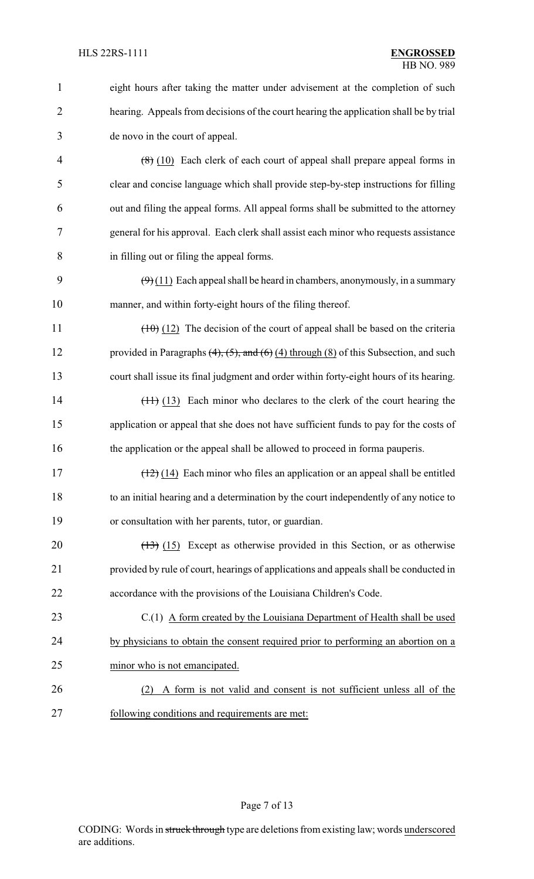eight hours after taking the matter under advisement at the completion of such hearing. Appeals from decisions of the court hearing the application shall be by trial de novo in the court of appeal.

~~(8)~~ (10) Each clerk of each court of appeal shall prepare appeal forms in clear and concise language which shall provide step-by-step instructions for filling out and filing the appeal forms. All appeal forms shall be submitted to the attorney general for his approval. Each clerk shall assist each minor who requests assistance in filling out or filing the appeal forms.

~~(9)~~ (11) Each appeal shall be heard in chambers, anonymously, in a summary manner, and within forty-eight hours of the filing thereof.

~~(10)~~ (12) The decision of the court of appeal shall be based on the criteria provided in Paragraphs ~~(4), (5), and (6)~~ (4) through (8) of this Subsection, and such court shall issue its final judgment and order within forty-eight hours of its hearing.

~~(11)~~ (13) Each minor who declares to the clerk of the court hearing the application or appeal that she does not have sufficient funds to pay for the costs of the application or the appeal shall be allowed to proceed in forma pauperis.

~~(12)~~ (14) Each minor who files an application or an appeal shall be entitled to an initial hearing and a determination by the court independently of any notice to or consultation with her parents, tutor, or guardian.

~~(13)~~ (15) Except as otherwise provided in this Section, or as otherwise provided by rule of court, hearings of applications and appeals shall be conducted in accordance with the provisions of the Louisiana Children's Code.

C.(1) A form created by the Louisiana Department of Health shall be used by physicians to obtain the consent required prior to performing an abortion on a minor who is not emancipated.

(2) A form is not valid and consent is not sufficient unless all of the following conditions and requirements are met: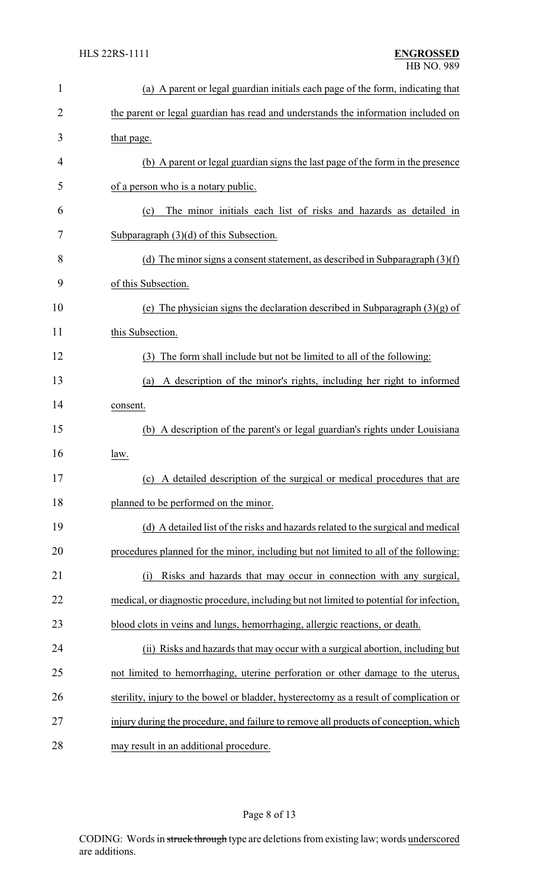(a) A parent or legal guardian initials each page of the form, indicating that the parent or legal guardian has read and understands the information included on that page.

(b) A parent or legal guardian signs the last page of the form in the presence of a person who is a notary public.

(c) The minor initials each list of risks and hazards as detailed in Subparagraph (3)(d) of this Subsection.

(d) The minor signs a consent statement, as described in Subparagraph (3)(f) of this Subsection.

(e) The physician signs the declaration described in Subparagraph (3)(g) of this Subsection.

(3) The form shall include but not be limited to all of the following:

(a) A description of the minor's rights, including her right to informed consent.

(b) A description of the parent's or legal guardian's rights under Louisiana law.

(c) A detailed description of the surgical or medical procedures that are planned to be performed on the minor.

(d) A detailed list of the risks and hazards related to the surgical and medical procedures planned for the minor, including but not limited to all of the following:

(i) Risks and hazards that may occur in connection with any surgical, medical, or diagnostic procedure, including but not limited to potential for infection, blood clots in veins and lungs, hemorrhaging, allergic reactions, or death.

(ii) Risks and hazards that may occur with a surgical abortion, including but not limited to hemorrhaging, uterine perforation or other damage to the uterus, sterility, injury to the bowel or bladder, hysterectomy as a result of complication or injury during the procedure, and failure to remove all products of conception, which may result in an additional procedure.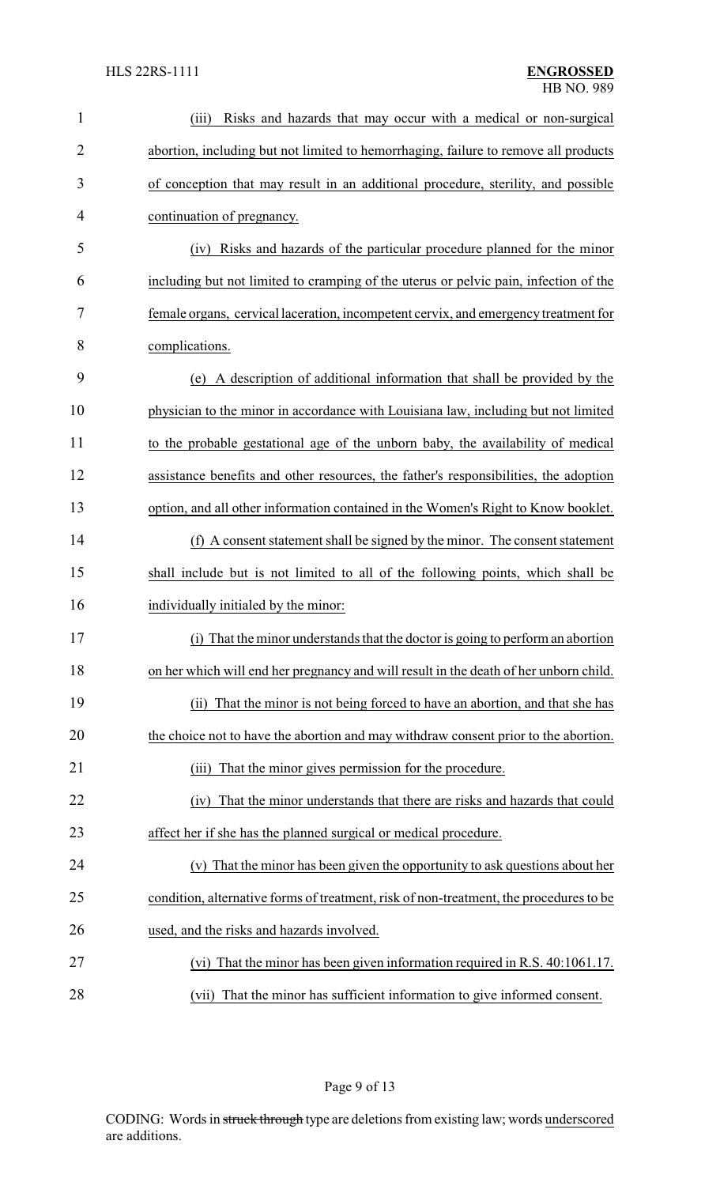(iii) Risks and hazards that may occur with a medical or non-surgical abortion, including but not limited to hemorrhaging, failure to remove all products of conception that may result in an additional procedure, sterility, and possible continuation of pregnancy.

(iv) Risks and hazards of the particular procedure planned for the minor including but not limited to cramping of the uterus or pelvic pain, infection of the female organs, cervical laceration, incompetent cervix, and emergency treatment for complications.

(e) A description of additional information that shall be provided by the physician to the minor in accordance with Louisiana law, including but not limited to the probable gestational age of the unborn baby, the availability of medical assistance benefits and other resources, the father's responsibilities, the adoption option, and all other information contained in the Women's Right to Know booklet.

(f) A consent statement shall be signed by the minor. The consent statement shall include but is not limited to all of the following points, which shall be individually initialed by the minor:

(i) That the minor understands that the doctor is going to perform an abortion on her which will end her pregnancy and will result in the death of her unborn child.

(ii) That the minor is not being forced to have an abortion, and that she has the choice not to have the abortion and may withdraw consent prior to the abortion.

(iii) That the minor gives permission for the procedure.

(iv) That the minor understands that there are risks and hazards that could affect her if she has the planned surgical or medical procedure.

(v) That the minor has been given the opportunity to ask questions about her condition, alternative forms of treatment, risk of non-treatment, the procedures to be used, and the risks and hazards involved.

(vi) That the minor has been given information required in R.S. 40:1061.17.

(vii) That the minor has sufficient information to give informed consent.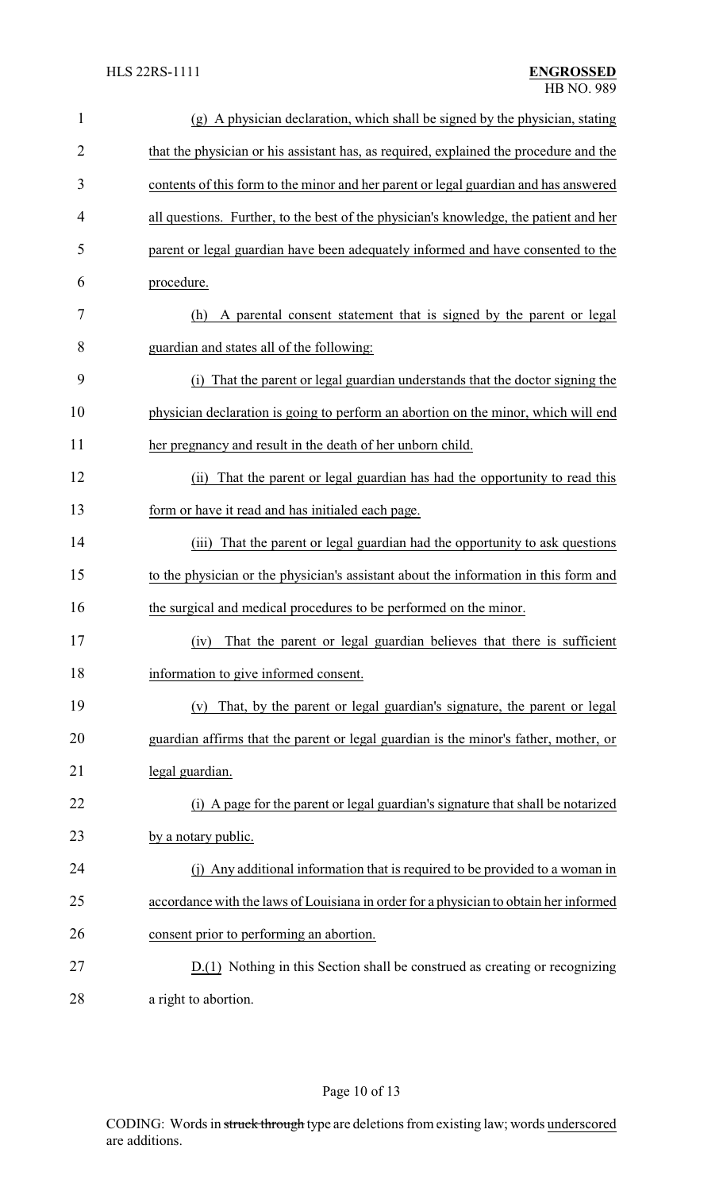(g) A physician declaration, which shall be signed by the physician, stating that the physician or his assistant has, as required, explained the procedure and the contents of this form to the minor and her parent or legal guardian and has answered all questions. Further, to the best of the physician's knowledge, the patient and her parent or legal guardian have been adequately informed and have consented to the procedure.

(h) A parental consent statement that is signed by the parent or legal guardian and states all of the following:

(i) That the parent or legal guardian understands that the doctor signing the physician declaration is going to perform an abortion on the minor, which will end her pregnancy and result in the death of her unborn child.

(ii) That the parent or legal guardian has had the opportunity to read this form or have it read and has initialed each page.

(iii) That the parent or legal guardian had the opportunity to ask questions to the physician or the physician's assistant about the information in this form and the surgical and medical procedures to be performed on the minor.

(iv) That the parent or legal guardian believes that there is sufficient information to give informed consent.

(v) That, by the parent or legal guardian's signature, the parent or legal guardian affirms that the parent or legal guardian is the minor's father, mother, or legal guardian.

(i) A page for the parent or legal guardian's signature that shall be notarized by a notary public.

(j) Any additional information that is required to be provided to a woman in accordance with the laws of Louisiana in order for a physician to obtain her informed consent prior to performing an abortion.

D.(1) Nothing in this Section shall be construed as creating or recognizing a right to abortion.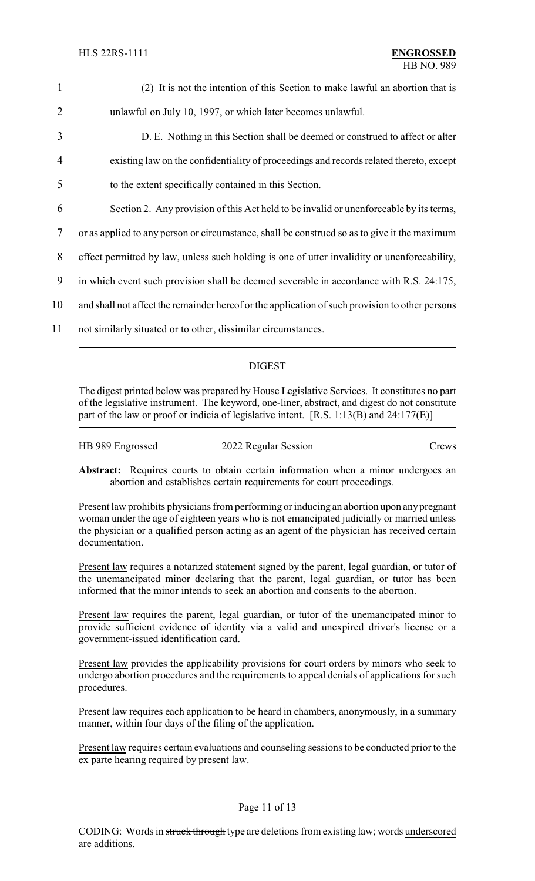(2) It is not the intention of this Section to make lawful an abortion that is unlawful on July 10, 1997, or which later becomes unlawful.

~~D.~~ E. Nothing in this Section shall be deemed or construed to affect or alter existing law on the confidentiality of proceedings and records related thereto, except to the extent specifically contained in this Section.

Section 2. Any provision of this Act held to be invalid or unenforceable by its terms, or as applied to any person or circumstance, shall be construed so as to give it the maximum effect permitted by law, unless such holding is one of utter invalidity or unenforceability, in which event such provision shall be deemed severable in accordance with R.S. 24:175, and shall not affect the remainder hereof or the application of such provision to other persons not similarly situated or to other, dissimilar circumstances.

---

## DIGEST

The digest printed below was prepared by House Legislative Services. It constitutes no part of the legislative instrument. The keyword, one-liner, abstract, and digest do not constitute part of the law or proof or indicia of legislative intent. [R.S. 1:13(B) and 24:177(E)]

---

HB 989 Engrossed    2022 Regular Session    Crews

**Abstract:** Requires courts to obtain certain information when a minor undergoes an abortion and establishes certain requirements for court proceedings.

Present law prohibits physicians from performing or inducing an abortion upon any pregnant woman under the age of eighteen years who is not emancipated judicially or married unless the physician or a qualified person acting as an agent of the physician has received certain documentation.

Present law requires a notarized statement signed by the parent, legal guardian, or tutor of the unemancipated minor declaring that the parent, legal guardian, or tutor has been informed that the minor intends to seek an abortion and consents to the abortion.

Present law requires the parent, legal guardian, or tutor of the unemancipated minor to provide sufficient evidence of identity via a valid and unexpired driver's license or a government-issued identification card.

Present law provides the applicability provisions for court orders by minors who seek to undergo abortion procedures and the requirements to appeal denials of applications for such procedures.

Present law requires each application to be heard in chambers, anonymously, in a summary manner, within four days of the filing of the application.

Present law requires certain evaluations and counseling sessions to be conducted prior to the ex parte hearing required by present law.

CODING: Words in ~~struck through~~ type are deletions from existing law; words underscored are additions.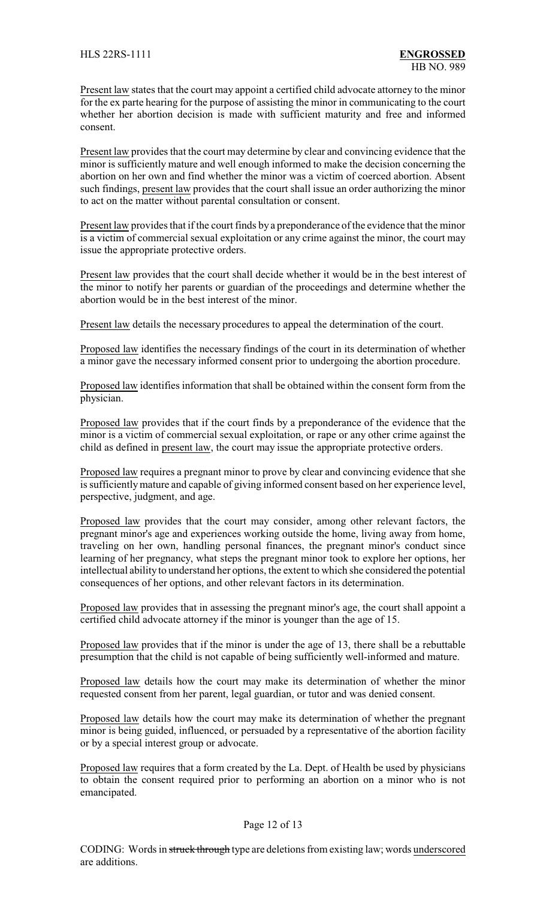Present law states that the court may appoint a certified child advocate attorney to the minor for the ex parte hearing for the purpose of assisting the minor in communicating to the court whether her abortion decision is made with sufficient maturity and free and informed consent.

Present law provides that the court may determine by clear and convincing evidence that the minor is sufficiently mature and well enough informed to make the decision concerning the abortion on her own and find whether the minor was a victim of coerced abortion. Absent such findings, present law provides that the court shall issue an order authorizing the minor to act on the matter without parental consultation or consent.

Present law provides that if the court finds by a preponderance of the evidence that the minor is a victim of commercial sexual exploitation or any crime against the minor, the court may issue the appropriate protective orders.

Present law provides that the court shall decide whether it would be in the best interest of the minor to notify her parents or guardian of the proceedings and determine whether the abortion would be in the best interest of the minor.

Present law details the necessary procedures to appeal the determination of the court.

Proposed law identifies the necessary findings of the court in its determination of whether a minor gave the necessary informed consent prior to undergoing the abortion procedure.

Proposed law identifies information that shall be obtained within the consent form from the physician.

Proposed law provides that if the court finds by a preponderance of the evidence that the minor is a victim of commercial sexual exploitation, or rape or any other crime against the child as defined in present law, the court may issue the appropriate protective orders.

Proposed law requires a pregnant minor to prove by clear and convincing evidence that she is sufficiently mature and capable of giving informed consent based on her experience level, perspective, judgment, and age.

Proposed law provides that the court may consider, among other relevant factors, the pregnant minor's age and experiences working outside the home, living away from home, traveling on her own, handling personal finances, the pregnant minor's conduct since learning of her pregnancy, what steps the pregnant minor took to explore her options, her intellectual ability to understand her options, the extent to which she considered the potential consequences of her options, and other relevant factors in its determination.

Proposed law provides that in assessing the pregnant minor's age, the court shall appoint a certified child advocate attorney if the minor is younger than the age of 15.

Proposed law provides that if the minor is under the age of 13, there shall be a rebuttable presumption that the child is not capable of being sufficiently well-informed and mature.

Proposed law details how the court may make its determination of whether the minor requested consent from her parent, legal guardian, or tutor and was denied consent.

Proposed law details how the court may make its determination of whether the pregnant minor is being guided, influenced, or persuaded by a representative of the abortion facility or by a special interest group or advocate.

Proposed law requires that a form created by the La. Dept. of Health be used by physicians to obtain the consent required prior to performing an abortion on a minor who is not emancipated.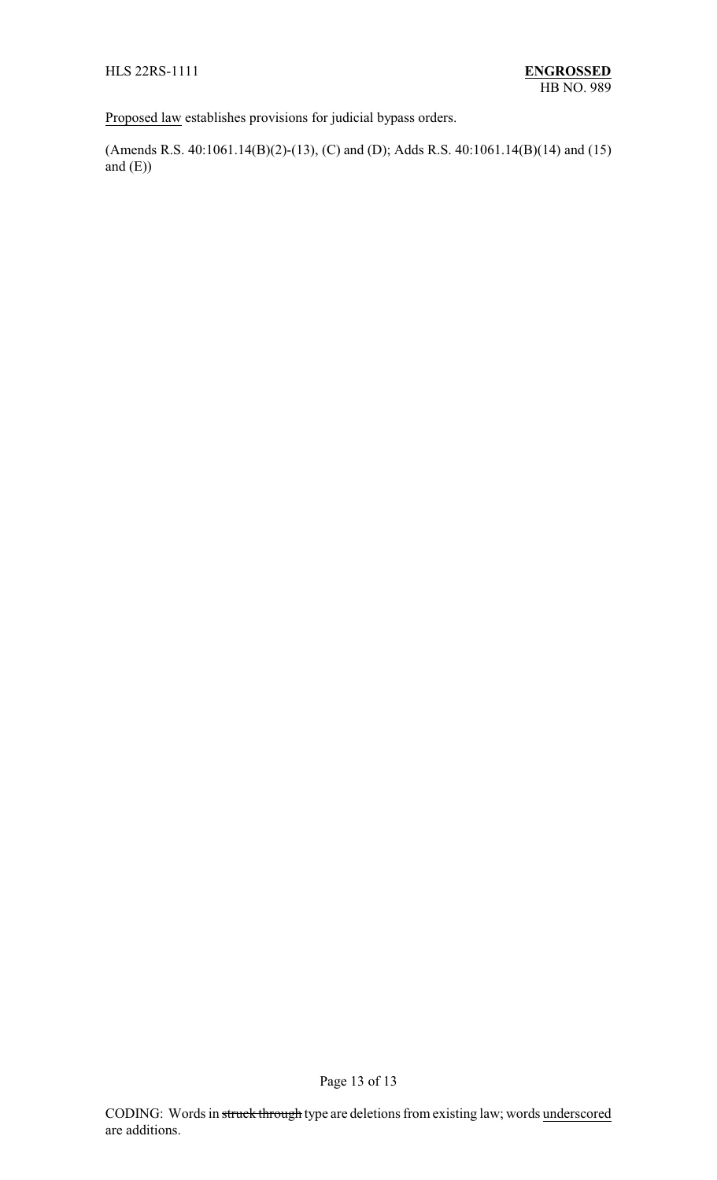Proposed law establishes provisions for judicial bypass orders.

(Amends R.S. 40:1061.14(B)(2)-(13), (C) and (D); Adds R.S. 40:1061.14(B)(14) and (15) and (E))